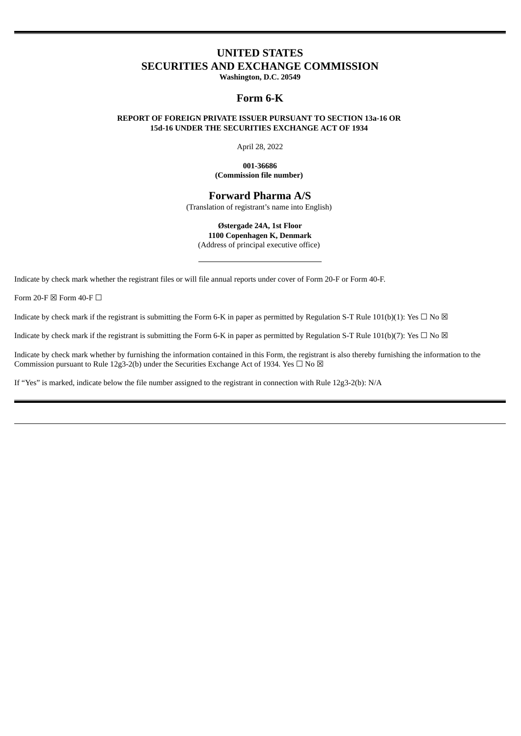# UNITED STATES
# SECURITIES AND EXCHANGE COMMISSION

**Washington, D.C. 20549**

## Form 6-K

**REPORT OF FOREIGN PRIVATE ISSUER PURSUANT TO SECTION 13a-16 OR 15d-16 UNDER THE SECURITIES EXCHANGE ACT OF 1934**

April 28, 2022

**001-36686**
**(Commission file number)**

## Forward Pharma A/S

(Translation of registrant's name into English)

**Østergade 24A, 1st Floor**
**1100 Copenhagen K, Denmark**
(Address of principal executive office)

---

Indicate by check mark whether the registrant files or will file annual reports under cover of Form 20-F or Form 40-F.

Form 20-F ☒ Form 40-F ☐

Indicate by check mark if the registrant is submitting the Form 6-K in paper as permitted by Regulation S-T Rule 101(b)(1): Yes ☐ No ☒

Indicate by check mark if the registrant is submitting the Form 6-K in paper as permitted by Regulation S-T Rule 101(b)(7): Yes ☐ No ☒

Indicate by check mark whether by furnishing the information contained in this Form, the registrant is also thereby furnishing the information to the Commission pursuant to Rule 12g3-2(b) under the Securities Exchange Act of 1934. Yes ☐ No ☒

If "Yes" is marked, indicate below the file number assigned to the registrant in connection with Rule 12g3-2(b): N/A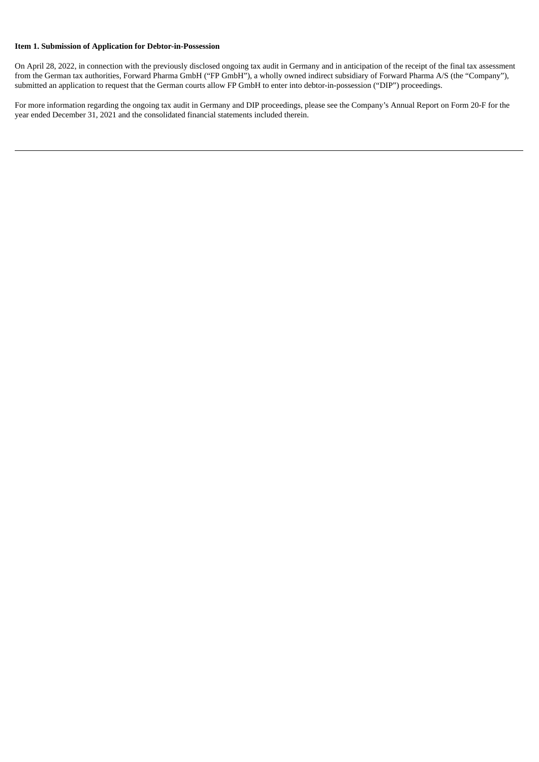**Item 1. Submission of Application for Debtor-in-Possession**

On April 28, 2022, in connection with the previously disclosed ongoing tax audit in Germany and in anticipation of the receipt of the final tax assessment from the German tax authorities, Forward Pharma GmbH (“FP GmbH”), a wholly owned indirect subsidiary of Forward Pharma A/S (the “Company”), submitted an application to request that the German courts allow FP GmbH to enter into debtor-in-possession (“DIP”) proceedings.

For more information regarding the ongoing tax audit in Germany and DIP proceedings, please see the Company’s Annual Report on Form 20-F for the year ended December 31, 2021 and the consolidated financial statements included therein.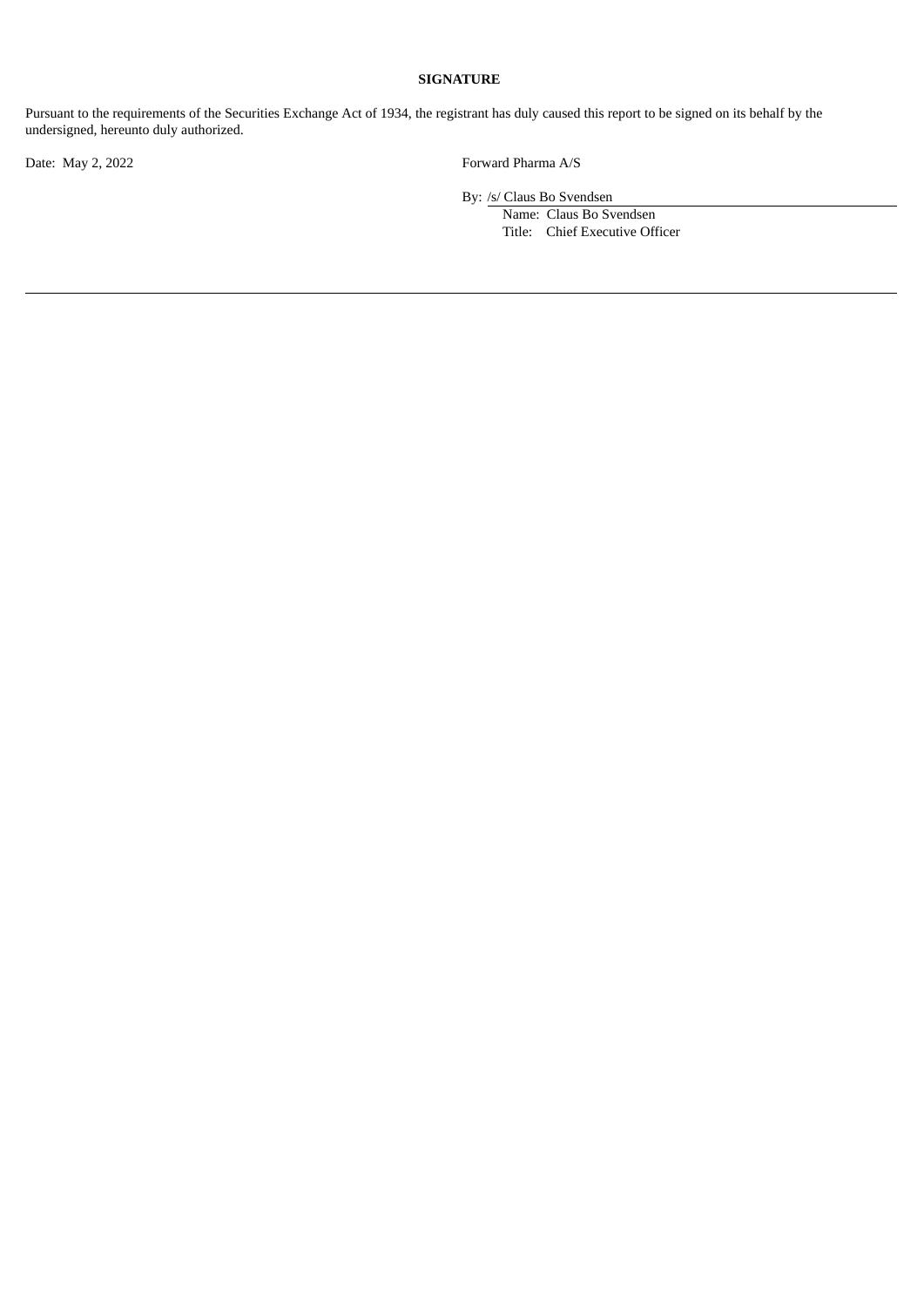**SIGNATURE**

Pursuant to the requirements of the Securities Exchange Act of 1934, the registrant has duly caused this report to be signed on its behalf by the undersigned, hereunto duly authorized.

Date: May 2, 2022

Forward Pharma A/S

By: /s/ Claus Bo Svendsen

Name: Claus Bo Svendsen

Title: Chief Executive Officer